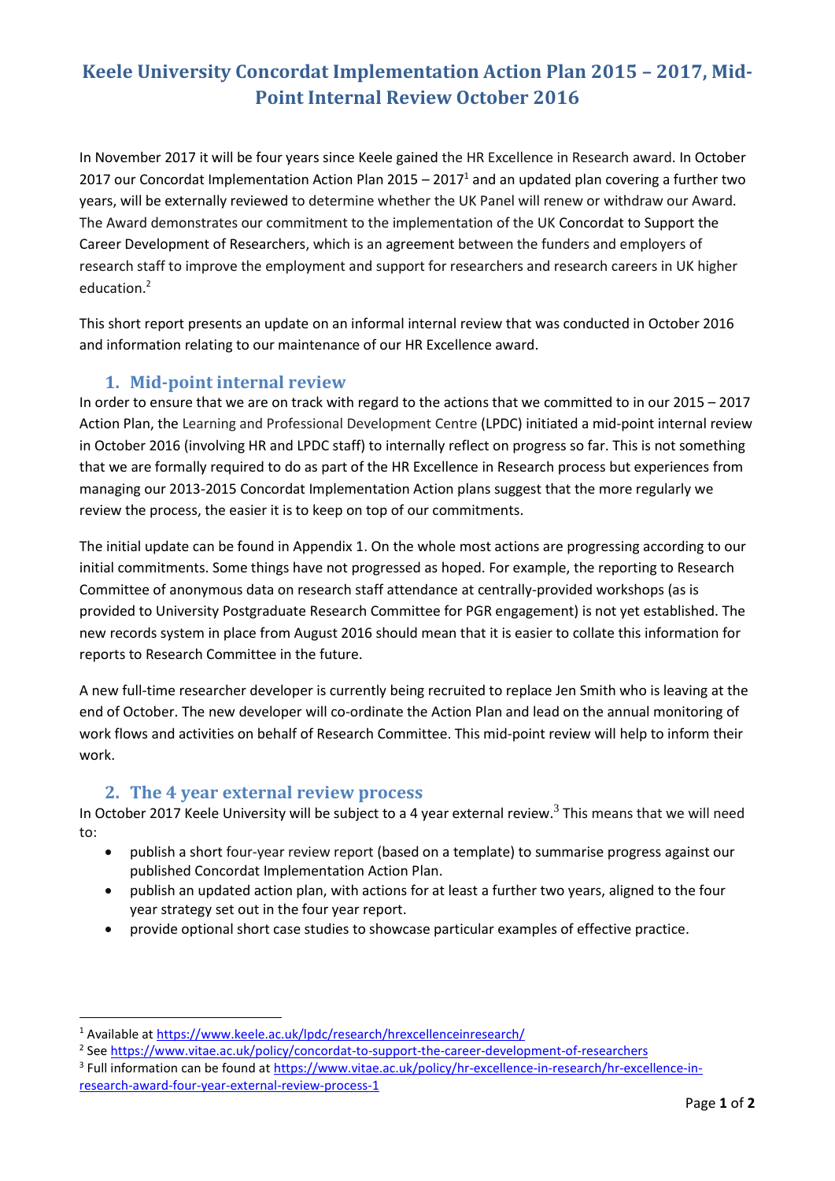# Keele University Concordat Implementation Action Plan 2015 – 2017, Mid-Point Internal Review October 2016

In November 2017 it will be four years since Keele gained the HR Excellence in Research award. In October 2017 our Concordat Implementation Action Plan 2015 – 2017[1] and an updated plan covering a further two years, will be externally reviewed to determine whether the UK Panel will renew or withdraw our Award. The Award demonstrates our commitment to the implementation of the UK Concordat to Support the Career Development of Researchers, which is an agreement between the funders and employers of research staff to improve the employment and support for researchers and research careers in UK higher education.[2]

This short report presents an update on an informal internal review that was conducted in October 2016 and information relating to our maintenance of our HR Excellence award.

## 1. Mid-point internal review

In order to ensure that we are on track with regard to the actions that we committed to in our 2015 – 2017 Action Plan, the Learning and Professional Development Centre (LPDC) initiated a mid-point internal review in October 2016 (involving HR and LPDC staff) to internally reflect on progress so far. This is not something that we are formally required to do as part of the HR Excellence in Research process but experiences from managing our 2013-2015 Concordat Implementation Action plans suggest that the more regularly we review the process, the easier it is to keep on top of our commitments.

The initial update can be found in Appendix 1. On the whole most actions are progressing according to our initial commitments. Some things have not progressed as hoped. For example, the reporting to Research Committee of anonymous data on research staff attendance at centrally-provided workshops (as is provided to University Postgraduate Research Committee for PGR engagement) is not yet established. The new records system in place from August 2016 should mean that it is easier to collate this information for reports to Research Committee in the future.

A new full-time researcher developer is currently being recruited to replace Jen Smith who is leaving at the end of October. The new developer will co-ordinate the Action Plan and lead on the annual monitoring of work flows and activities on behalf of Research Committee. This mid-point review will help to inform their work.

## 2. The 4 year external review process

In October 2017 Keele University will be subject to a 4 year external review.[3] This means that we will need to:

- publish a short four-year review report (based on a template) to summarise progress against our published Concordat Implementation Action Plan.
- publish an updated action plan, with actions for at least a further two years, aligned to the four year strategy set out in the four year report.
- provide optional short case studies to showcase particular examples of effective practice.

---

[1] Available at https://www.keele.ac.uk/lpdc/research/hrexcellenceinresearch/

[2] See https://www.vitae.ac.uk/policy/concordat-to-support-the-career-development-of-researchers

[3] Full information can be found at https://www.vitae.ac.uk/policy/hr-excellence-in-research/hr-excellence-in-research-award-four-year-external-review-process-1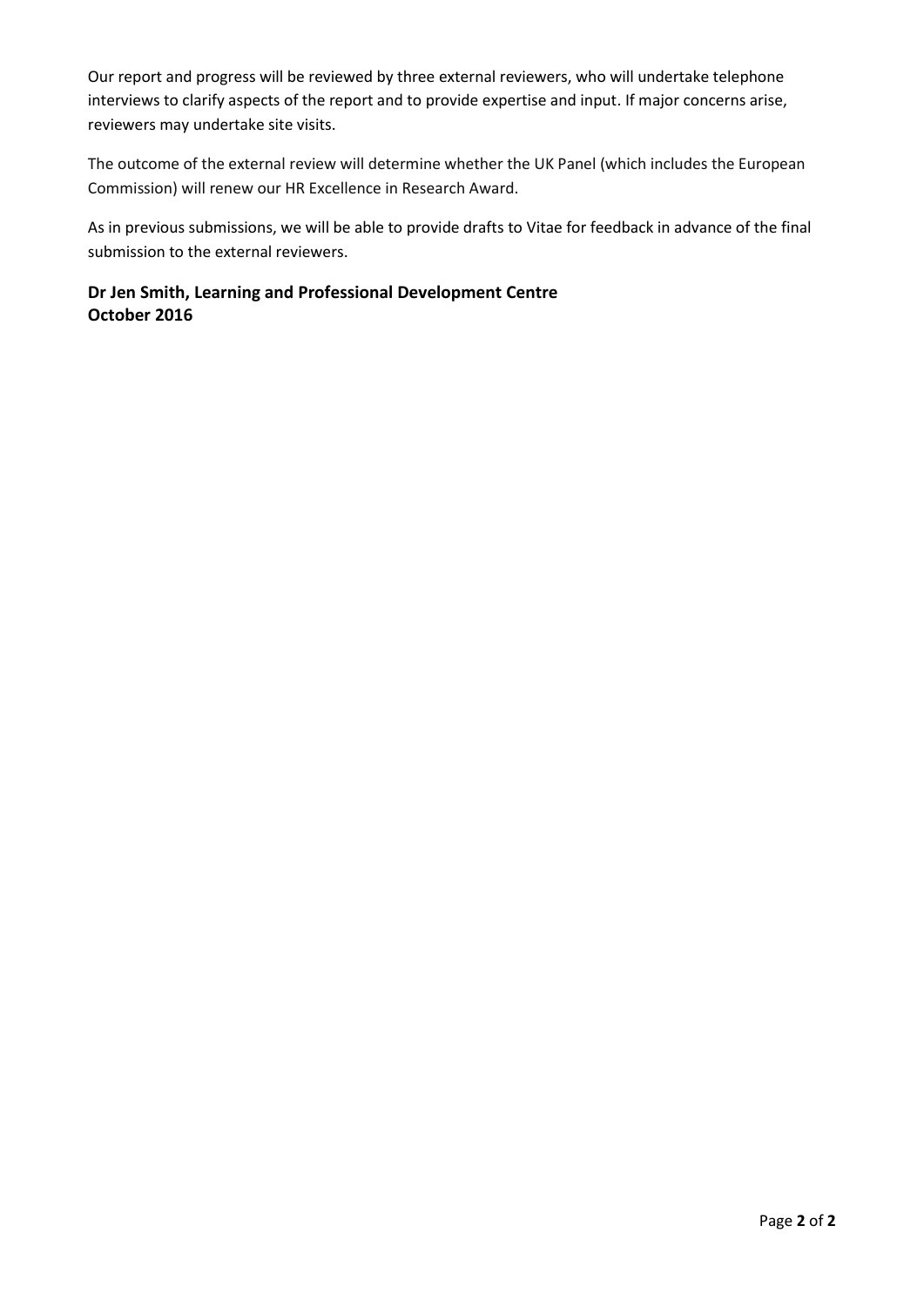Our report and progress will be reviewed by three external reviewers, who will undertake telephone interviews to clarify aspects of the report and to provide expertise and input. If major concerns arise, reviewers may undertake site visits.

The outcome of the external review will determine whether the UK Panel (which includes the European Commission) will renew our HR Excellence in Research Award.

As in previous submissions, we will be able to provide drafts to Vitae for feedback in advance of the final submission to the external reviewers.

**Dr Jen Smith, Learning and Professional Development Centre**
**October 2016**